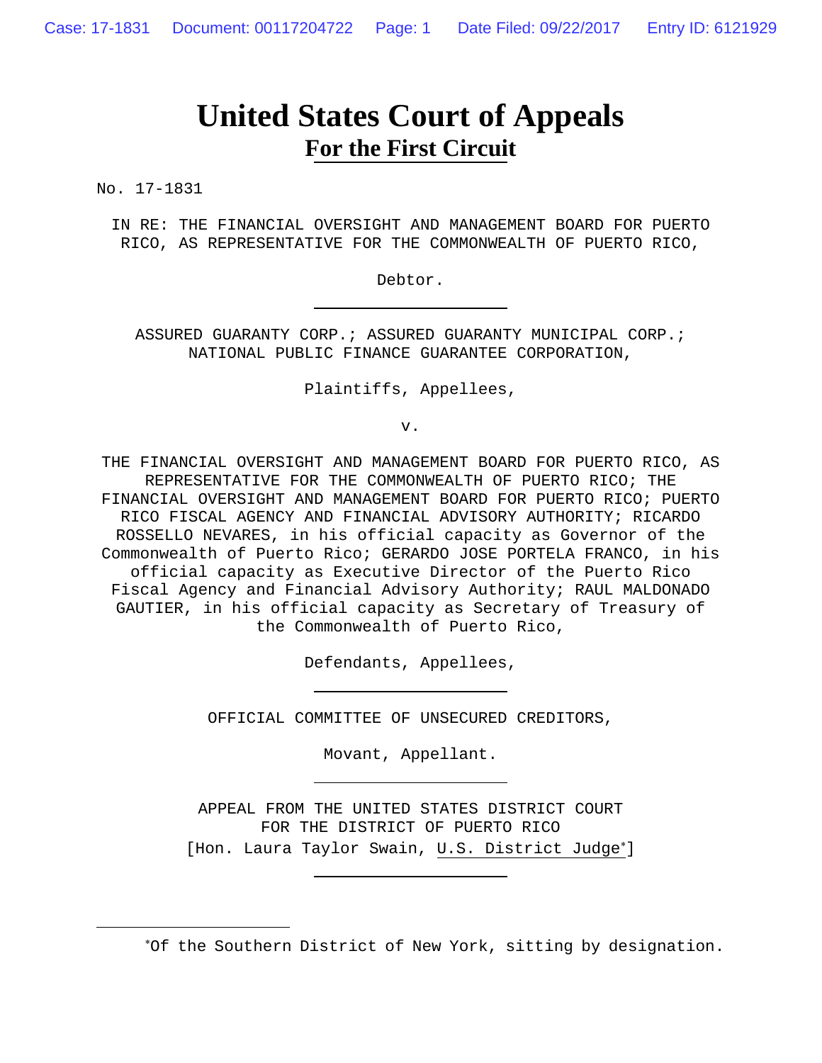# United States Court of Appeals
## For the First Circuit

No. 17-1831

IN RE: THE FINANCIAL OVERSIGHT AND MANAGEMENT BOARD FOR PUERTO RICO, AS REPRESENTATIVE FOR THE COMMONWEALTH OF PUERTO RICO,

Debtor.

---

ASSURED GUARANTY CORP.; ASSURED GUARANTY MUNICIPAL CORP.; NATIONAL PUBLIC FINANCE GUARANTEE CORPORATION,

Plaintiffs, Appellees,

v.

THE FINANCIAL OVERSIGHT AND MANAGEMENT BOARD FOR PUERTO RICO, AS REPRESENTATIVE FOR THE COMMONWEALTH OF PUERTO RICO; THE FINANCIAL OVERSIGHT AND MANAGEMENT BOARD FOR PUERTO RICO; PUERTO RICO FISCAL AGENCY AND FINANCIAL ADVISORY AUTHORITY; RICARDO ROSSELLO NEVARES, in his official capacity as Governor of the Commonwealth of Puerto Rico; GERARDO JOSE PORTELA FRANCO, in his official capacity as Executive Director of the Puerto Rico Fiscal Agency and Financial Advisory Authority; RAUL MALDONADO GAUTIER, in his official capacity as Secretary of Treasury of the Commonwealth of Puerto Rico,

Defendants, Appellees,

---

OFFICIAL COMMITTEE OF UNSECURED CREDITORS,

Movant, Appellant.

---

APPEAL FROM THE UNITED STATES DISTRICT COURT
FOR THE DISTRICT OF PUERTO RICO

[Hon. Laura Taylor Swain, U.S. District Judge*]

---

*Of the Southern District of New York, sitting by designation.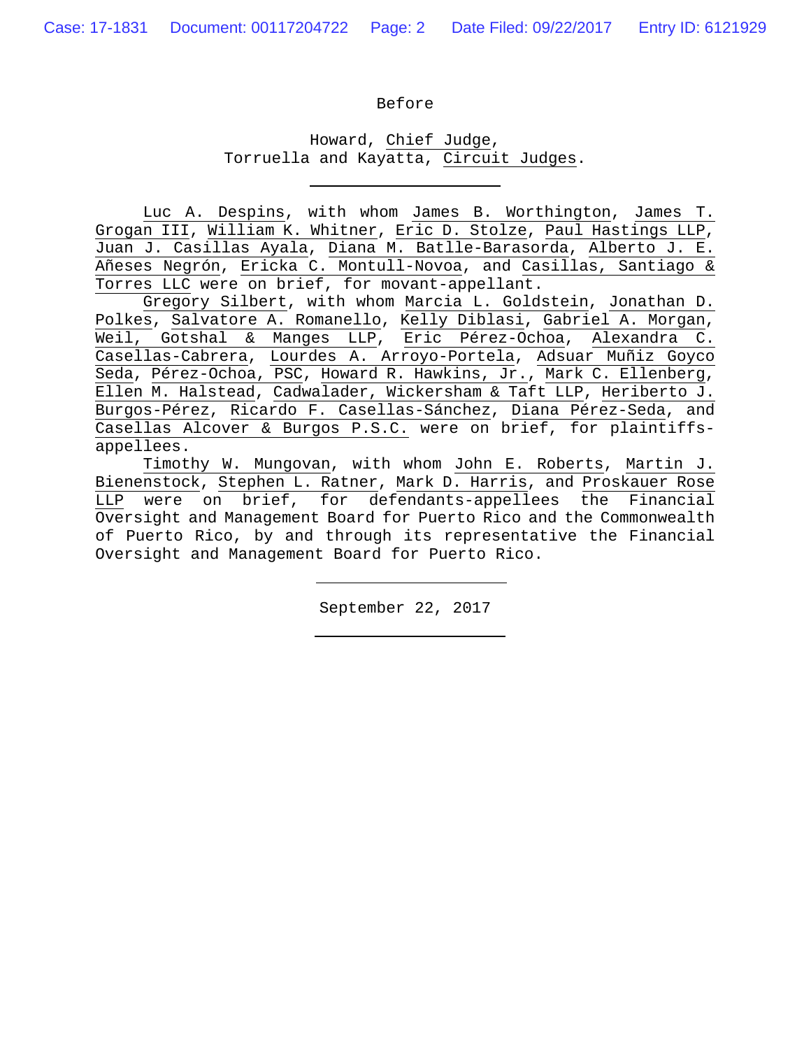Before

Howard, Chief Judge,
Torruella and Kayatta, Circuit Judges.

---

Luc A. Despins, with whom James B. Worthington, James T. Grogan III, William K. Whitner, Eric D. Stolze, Paul Hastings LLP, Juan J. Casillas Ayala, Diana M. Batlle-Barasorda, Alberto J. E. Añeses Negrón, Ericka C. Montull-Novoa, and Casillas, Santiago & Torres LLC were on brief, for movant-appellant.

Gregory Silbert, with whom Marcia L. Goldstein, Jonathan D. Polkes, Salvatore A. Romanello, Kelly Diblasi, Gabriel A. Morgan, Weil, Gotshal & Manges LLP, Eric Pérez-Ochoa, Alexandra C. Casellas-Cabrera, Lourdes A. Arroyo-Portela, Adsuar Muñiz Goyco Seda, Pérez-Ochoa, PSC, Howard R. Hawkins, Jr., Mark C. Ellenberg, Ellen M. Halstead, Cadwalader, Wickersham & Taft LLP, Heriberto J. Burgos-Pérez, Ricardo F. Casellas-Sánchez, Diana Pérez-Seda, and Casellas Alcover & Burgos P.S.C. were on brief, for plaintiffs-appellees.

Timothy W. Mungovan, with whom John E. Roberts, Martin J. Bienenstock, Stephen L. Ratner, Mark D. Harris, and Proskauer Rose LLP were on brief, for defendants-appellees the Financial Oversight and Management Board for Puerto Rico and the Commonwealth of Puerto Rico, by and through its representative the Financial Oversight and Management Board for Puerto Rico.

---

September 22, 2017

---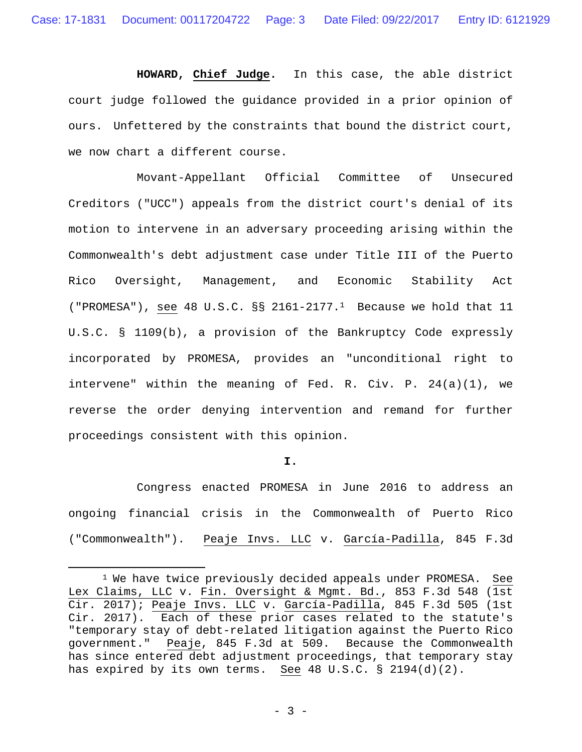**HOWARD, Chief Judge.** In this case, the able district court judge followed the guidance provided in a prior opinion of ours. Unfettered by the constraints that bound the district court, we now chart a different course.

Movant-Appellant Official Committee of Unsecured Creditors ("UCC") appeals from the district court's denial of its motion to intervene in an adversary proceeding arising within the Commonwealth's debt adjustment case under Title III of the Puerto Rico Oversight, Management, and Economic Stability Act ("PROMESA"), see 48 U.S.C. §§ 2161-2177.[1] Because we hold that 11 U.S.C. § 1109(b), a provision of the Bankruptcy Code expressly incorporated by PROMESA, provides an "unconditional right to intervene" within the meaning of Fed. R. Civ. P. 24(a)(1), we reverse the order denying intervention and remand for further proceedings consistent with this opinion.

**I.**

Congress enacted PROMESA in June 2016 to address an ongoing financial crisis in the Commonwealth of Puerto Rico ("Commonwealth"). Peaje Invs. LLC v. García-Padilla, 845 F.3d

[1] We have twice previously decided appeals under PROMESA. See Lex Claims, LLC v. Fin. Oversight & Mgmt. Bd., 853 F.3d 548 (1st Cir. 2017); Peaje Invs. LLC v. García-Padilla, 845 F.3d 505 (1st Cir. 2017). Each of these prior cases related to the statute's "temporary stay of debt-related litigation against the Puerto Rico government." Peaje, 845 F.3d at 509. Because the Commonwealth has since entered debt adjustment proceedings, that temporary stay has expired by its own terms. See 48 U.S.C. § 2194(d)(2).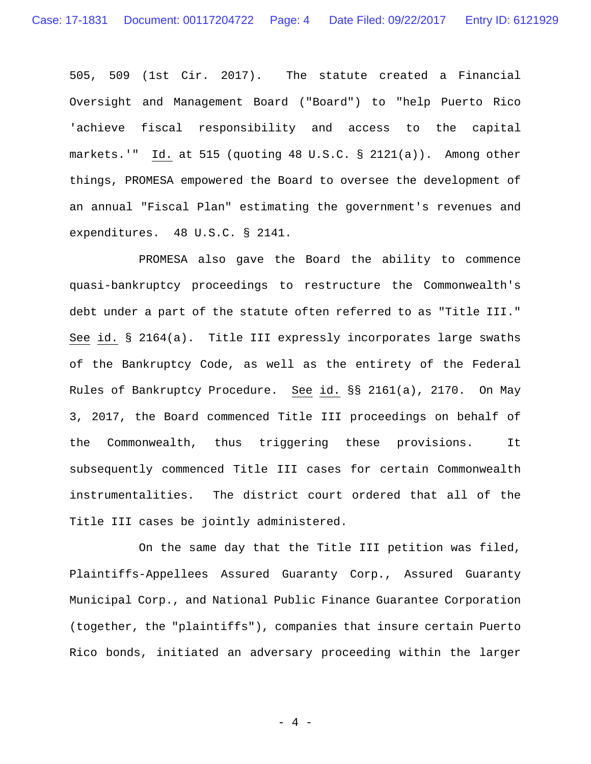505, 509 (1st Cir. 2017). The statute created a Financial Oversight and Management Board ("Board") to "help Puerto Rico 'achieve fiscal responsibility and access to the capital markets.'" Id. at 515 (quoting 48 U.S.C. § 2121(a)). Among other things, PROMESA empowered the Board to oversee the development of an annual "Fiscal Plan" estimating the government's revenues and expenditures. 48 U.S.C. § 2141.

PROMESA also gave the Board the ability to commence quasi-bankruptcy proceedings to restructure the Commonwealth's debt under a part of the statute often referred to as "Title III." See id. § 2164(a). Title III expressly incorporates large swaths of the Bankruptcy Code, as well as the entirety of the Federal Rules of Bankruptcy Procedure. See id. §§ 2161(a), 2170. On May 3, 2017, the Board commenced Title III proceedings on behalf of the Commonwealth, thus triggering these provisions. It subsequently commenced Title III cases for certain Commonwealth instrumentalities. The district court ordered that all of the Title III cases be jointly administered.

On the same day that the Title III petition was filed, Plaintiffs-Appellees Assured Guaranty Corp., Assured Guaranty Municipal Corp., and National Public Finance Guarantee Corporation (together, the "plaintiffs"), companies that insure certain Puerto Rico bonds, initiated an adversary proceeding within the larger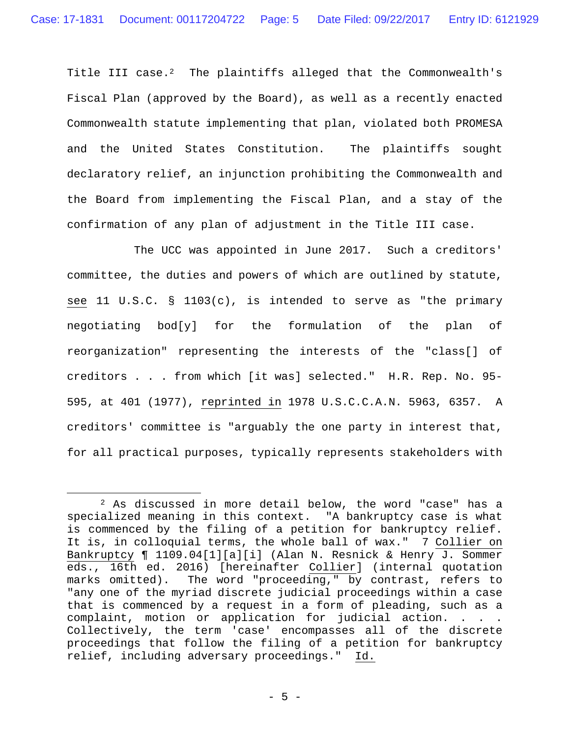Title III case.[2] The plaintiffs alleged that the Commonwealth's Fiscal Plan (approved by the Board), as well as a recently enacted Commonwealth statute implementing that plan, violated both PROMESA and the United States Constitution. The plaintiffs sought declaratory relief, an injunction prohibiting the Commonwealth and the Board from implementing the Fiscal Plan, and a stay of the confirmation of any plan of adjustment in the Title III case.

The UCC was appointed in June 2017. Such a creditors' committee, the duties and powers of which are outlined by statute, see 11 U.S.C. § 1103(c), is intended to serve as "the primary negotiating bod[y] for the formulation of the plan of reorganization" representing the interests of the "class[] of creditors . . . from which [it was] selected." H.R. Rep. No. 95-595, at 401 (1977), reprinted in 1978 U.S.C.C.A.N. 5963, 6357. A creditors' committee is "arguably the one party in interest that, for all practical purposes, typically represents stakeholders with

---

[2] As discussed in more detail below, the word "case" has a specialized meaning in this context. "A bankruptcy case is what is commenced by the filing of a petition for bankruptcy relief. It is, in colloquial terms, the whole ball of wax." 7 Collier on Bankruptcy ¶ 1109.04[1][a][i] (Alan N. Resnick & Henry J. Sommer eds., 16th ed. 2016) [hereinafter Collier] (internal quotation marks omitted). The word "proceeding," by contrast, refers to "any one of the myriad discrete judicial proceedings within a case that is commenced by a request in a form of pleading, such as a complaint, motion or application for judicial action. . . . Collectively, the term 'case' encompasses all of the discrete proceedings that follow the filing of a petition for bankruptcy relief, including adversary proceedings." Id.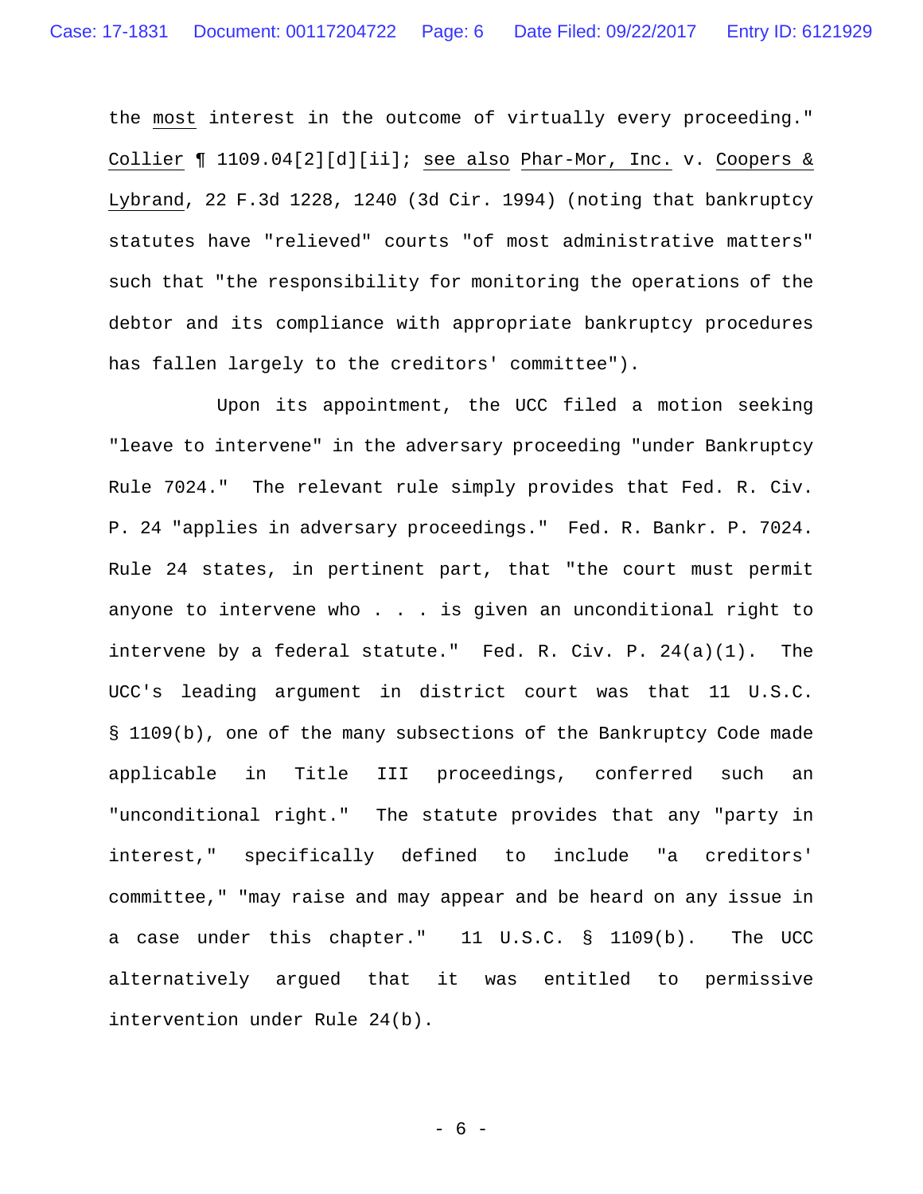the _most_ interest in the outcome of virtually every proceeding." _Collier_ ¶ 1109.04[2][d][ii]; _see also_ _Phar-Mor, Inc._ v. _Coopers & Lybrand_, 22 F.3d 1228, 1240 (3d Cir. 1994) (noting that bankruptcy statutes have "relieved" courts "of most administrative matters" such that "the responsibility for monitoring the operations of the debtor and its compliance with appropriate bankruptcy procedures has fallen largely to the creditors' committee").

Upon its appointment, the UCC filed a motion seeking "leave to intervene" in the adversary proceeding "under Bankruptcy Rule 7024." The relevant rule simply provides that Fed. R. Civ. P. 24 "applies in adversary proceedings." Fed. R. Bankr. P. 7024. Rule 24 states, in pertinent part, that "the court must permit anyone to intervene who . . . is given an unconditional right to intervene by a federal statute." Fed. R. Civ. P. 24(a)(1). The UCC's leading argument in district court was that 11 U.S.C. § 1109(b), one of the many subsections of the Bankruptcy Code made applicable in Title III proceedings, conferred such an "unconditional right." The statute provides that any "party in interest," specifically defined to include "a creditors' committee," "may raise and may appear and be heard on any issue in a case under this chapter." 11 U.S.C. § 1109(b). The UCC alternatively argued that it was entitled to permissive intervention under Rule 24(b).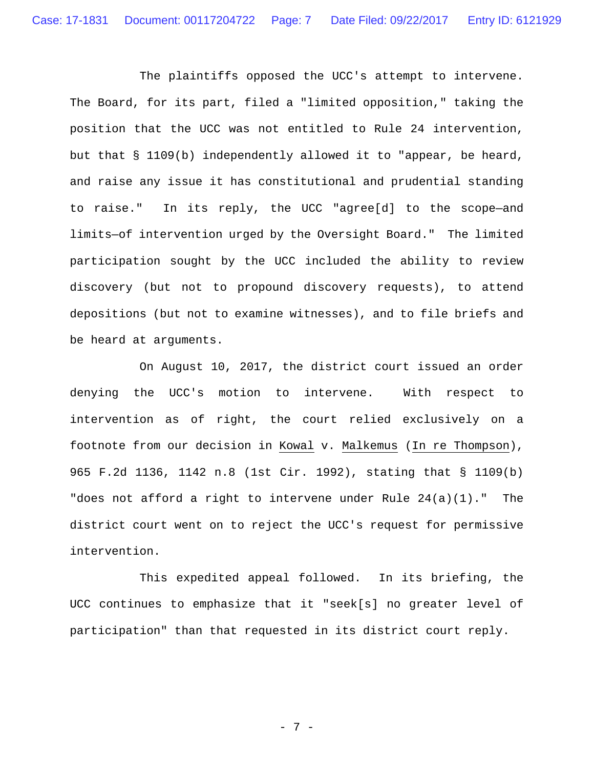The plaintiffs opposed the UCC's attempt to intervene. The Board, for its part, filed a "limited opposition," taking the position that the UCC was not entitled to Rule 24 intervention, but that § 1109(b) independently allowed it to "appear, be heard, and raise any issue it has constitutional and prudential standing to raise." In its reply, the UCC "agree[d] to the scope—and limits—of intervention urged by the Oversight Board." The limited participation sought by the UCC included the ability to review discovery (but not to propound discovery requests), to attend depositions (but not to examine witnesses), and to file briefs and be heard at arguments.

On August 10, 2017, the district court issued an order denying the UCC's motion to intervene. With respect to intervention as of right, the court relied exclusively on a footnote from our decision in Kowal v. Malkemus (In re Thompson), 965 F.2d 1136, 1142 n.8 (1st Cir. 1992), stating that § 1109(b) "does not afford a right to intervene under Rule 24(a)(1)." The district court went on to reject the UCC's request for permissive intervention.

This expedited appeal followed. In its briefing, the UCC continues to emphasize that it "seek[s] no greater level of participation" than that requested in its district court reply.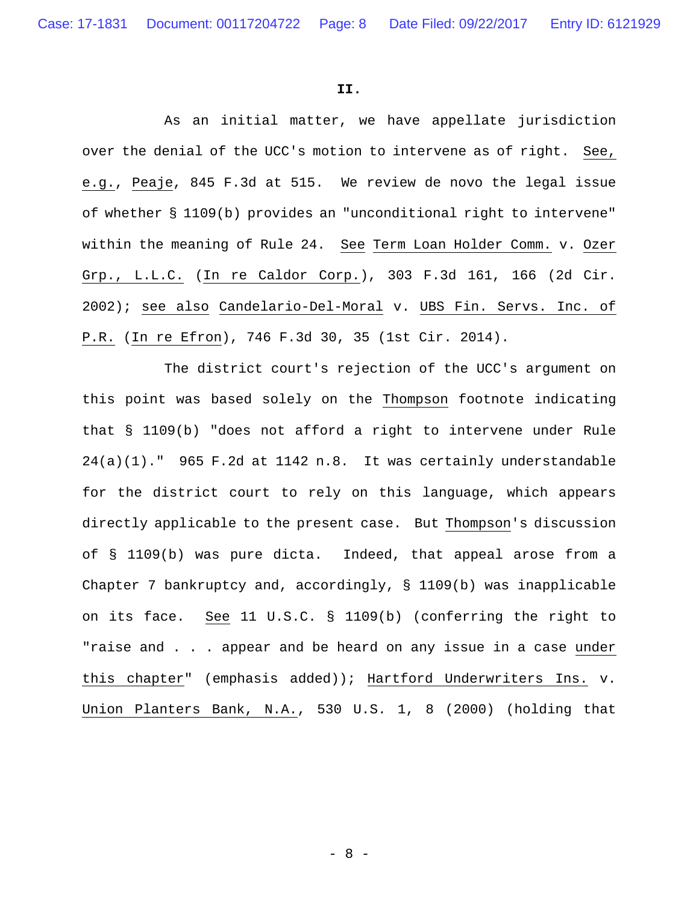**II.**

As an initial matter, we have appellate jurisdiction over the denial of the UCC's motion to intervene as of right. See, e.g., Peaje, 845 F.3d at 515. We review de novo the legal issue of whether § 1109(b) provides an "unconditional right to intervene" within the meaning of Rule 24. See Term Loan Holder Comm. v. Ozer Grp., L.L.C. (In re Caldor Corp.), 303 F.3d 161, 166 (2d Cir. 2002); see also Candelario-Del-Moral v. UBS Fin. Servs. Inc. of P.R. (In re Efron), 746 F.3d 30, 35 (1st Cir. 2014).

The district court's rejection of the UCC's argument on this point was based solely on the Thompson footnote indicating that § 1109(b) "does not afford a right to intervene under Rule 24(a)(1)." 965 F.2d at 1142 n.8. It was certainly understandable for the district court to rely on this language, which appears directly applicable to the present case. But Thompson's discussion of § 1109(b) was pure dicta. Indeed, that appeal arose from a Chapter 7 bankruptcy and, accordingly, § 1109(b) was inapplicable on its face. See 11 U.S.C. § 1109(b) (conferring the right to "raise and . . . appear and be heard on any issue in a case under this chapter" (emphasis added)); Hartford Underwriters Ins. v. Union Planters Bank, N.A., 530 U.S. 1, 8 (2000) (holding that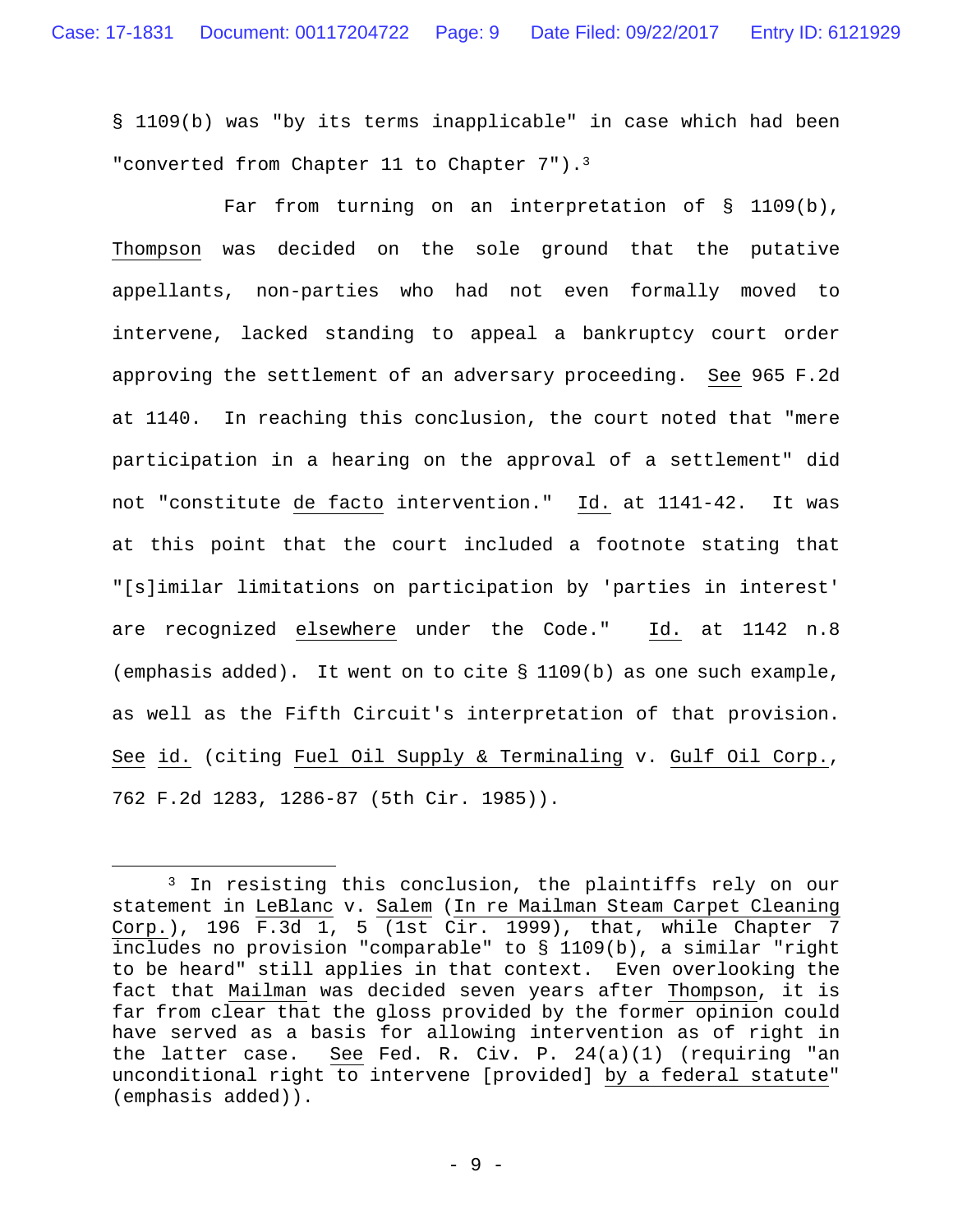§ 1109(b) was "by its terms inapplicable" in case which had been "converted from Chapter 11 to Chapter 7").[3]

Far from turning on an interpretation of § 1109(b), Thompson was decided on the sole ground that the putative appellants, non-parties who had not even formally moved to intervene, lacked standing to appeal a bankruptcy court order approving the settlement of an adversary proceeding. See 965 F.2d at 1140. In reaching this conclusion, the court noted that "mere participation in a hearing on the approval of a settlement" did not "constitute de facto intervention." Id. at 1141-42. It was at this point that the court included a footnote stating that "[s]imilar limitations on participation by 'parties in interest' are recognized elsewhere under the Code." Id. at 1142 n.8 (emphasis added). It went on to cite § 1109(b) as one such example, as well as the Fifth Circuit's interpretation of that provision. See id. (citing Fuel Oil Supply & Terminaling v. Gulf Oil Corp., 762 F.2d 1283, 1286-87 (5th Cir. 1985)).

---

[3] In resisting this conclusion, the plaintiffs rely on our statement in LeBlanc v. Salem (In re Mailman Steam Carpet Cleaning Corp.), 196 F.3d 1, 5 (1st Cir. 1999), that, while Chapter 7 includes no provision "comparable" to § 1109(b), a similar "right to be heard" still applies in that context. Even overlooking the fact that Mailman was decided seven years after Thompson, it is far from clear that the gloss provided by the former opinion could have served as a basis for allowing intervention as of right in the latter case. See Fed. R. Civ. P. 24(a)(1) (requiring "an unconditional right to intervene [provided] by a federal statute" (emphasis added)).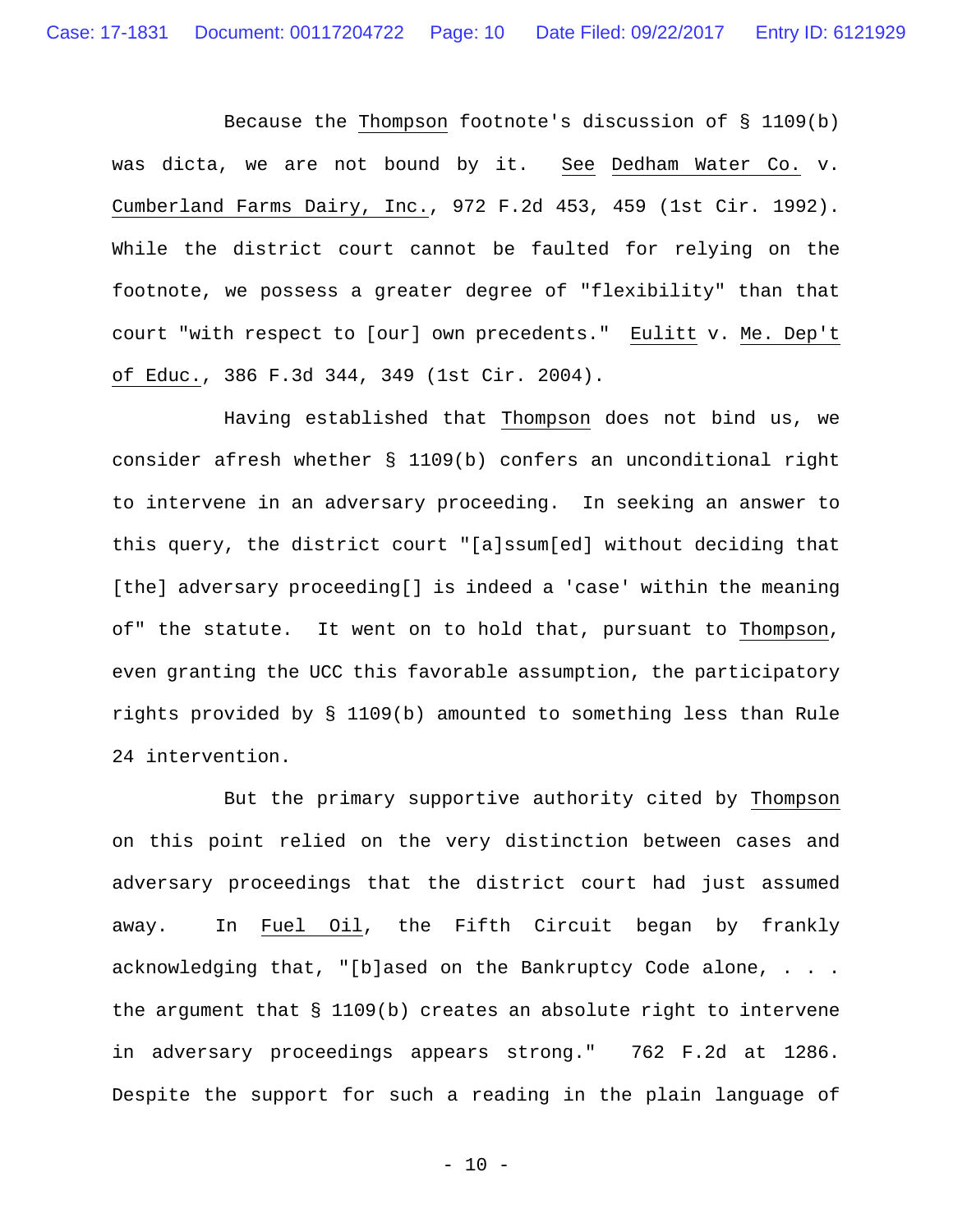Because the Thompson footnote's discussion of § 1109(b) was dicta, we are not bound by it. See Dedham Water Co. v. Cumberland Farms Dairy, Inc., 972 F.2d 453, 459 (1st Cir. 1992). While the district court cannot be faulted for relying on the footnote, we possess a greater degree of "flexibility" than that court "with respect to [our] own precedents." Eulitt v. Me. Dep't of Educ., 386 F.3d 344, 349 (1st Cir. 2004).

Having established that Thompson does not bind us, we consider afresh whether § 1109(b) confers an unconditional right to intervene in an adversary proceeding. In seeking an answer to this query, the district court "[a]ssum[ed] without deciding that [the] adversary proceeding[] is indeed a 'case' within the meaning of" the statute. It went on to hold that, pursuant to Thompson, even granting the UCC this favorable assumption, the participatory rights provided by § 1109(b) amounted to something less than Rule 24 intervention.

But the primary supportive authority cited by Thompson on this point relied on the very distinction between cases and adversary proceedings that the district court had just assumed away. In Fuel Oil, the Fifth Circuit began by frankly acknowledging that, "[b]ased on the Bankruptcy Code alone, . . . the argument that § 1109(b) creates an absolute right to intervene in adversary proceedings appears strong." 762 F.2d at 1286. Despite the support for such a reading in the plain language of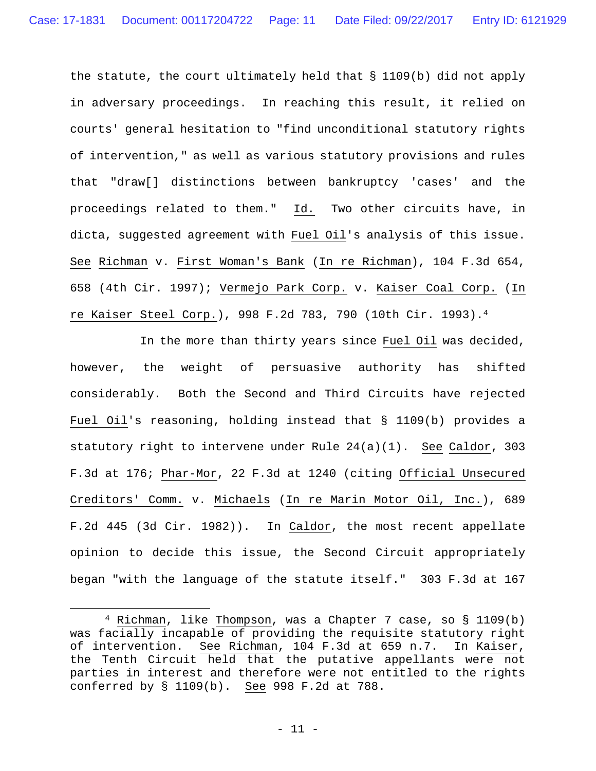the statute, the court ultimately held that § 1109(b) did not apply in adversary proceedings. In reaching this result, it relied on courts' general hesitation to "find unconditional statutory rights of intervention," as well as various statutory provisions and rules that "draw[] distinctions between bankruptcy 'cases' and the proceedings related to them." _Id._ Two other circuits have, in dicta, suggested agreement with _Fuel Oil_'s analysis of this issue. _See_ _Richman_ v. _First Woman's Bank_ (_In re Richman_), 104 F.3d 654, 658 (4th Cir. 1997); _Vermejo Park Corp._ v. _Kaiser Coal Corp._ (_In re Kaiser Steel Corp._), 998 F.2d 783, 790 (10th Cir. 1993).[4]

In the more than thirty years since _Fuel Oil_ was decided, however, the weight of persuasive authority has shifted considerably. Both the Second and Third Circuits have rejected _Fuel Oil_'s reasoning, holding instead that § 1109(b) provides a statutory right to intervene under Rule 24(a)(1). _See_ _Caldor_, 303 F.3d at 176; _Phar-Mor_, 22 F.3d at 1240 (citing _Official Unsecured Creditors' Comm._ v. _Michaels_ (_In re Marin Motor Oil, Inc._), 689 F.2d 445 (3d Cir. 1982)). In _Caldor_, the most recent appellate opinion to decide this issue, the Second Circuit appropriately began "with the language of the statute itself." 303 F.3d at 167

[4] _Richman_, like _Thompson_, was a Chapter 7 case, so § 1109(b) was facially incapable of providing the requisite statutory right of intervention. _See_ _Richman_, 104 F.3d at 659 n.7. In _Kaiser_, the Tenth Circuit held that the putative appellants were not parties in interest and therefore were not entitled to the rights conferred by § 1109(b). _See_ 998 F.2d at 788.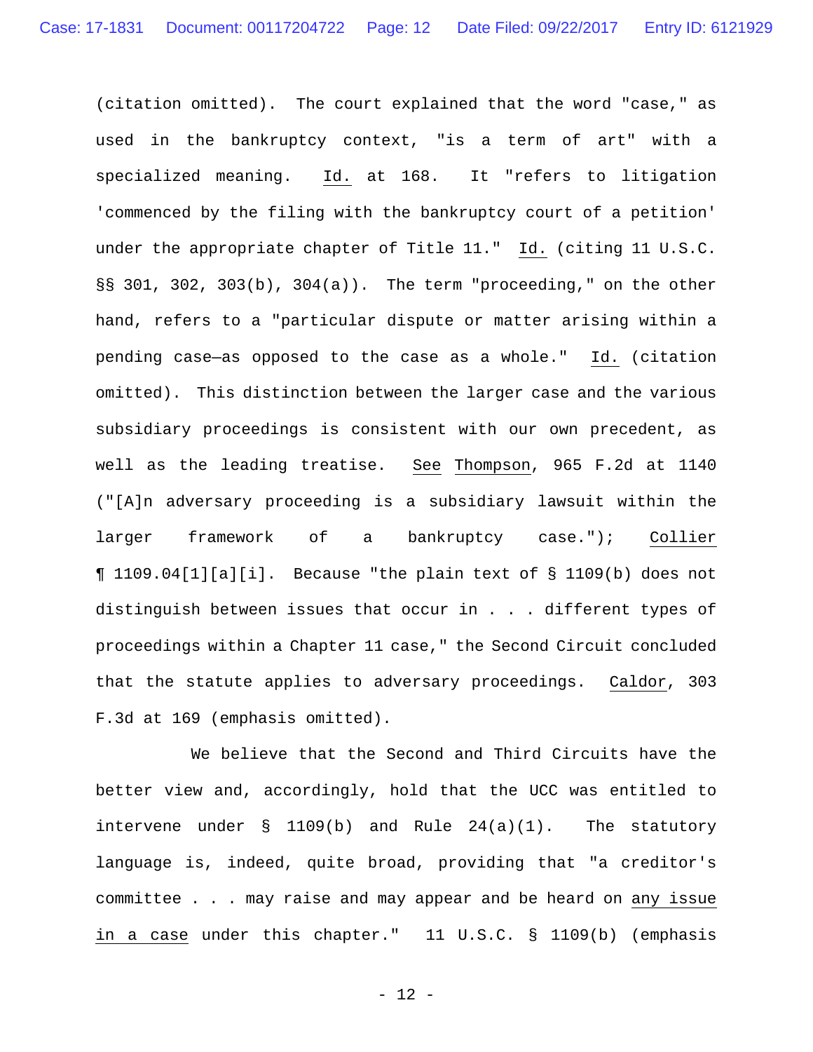(citation omitted). The court explained that the word "case," as used in the bankruptcy context, "is a term of art" with a specialized meaning. Id. at 168. It "refers to litigation 'commenced by the filing with the bankruptcy court of a petition' under the appropriate chapter of Title 11." Id. (citing 11 U.S.C. §§ 301, 302, 303(b), 304(a)). The term "proceeding," on the other hand, refers to a "particular dispute or matter arising within a pending case—as opposed to the case as a whole." Id. (citation omitted). This distinction between the larger case and the various subsidiary proceedings is consistent with our own precedent, as well as the leading treatise. See Thompson, 965 F.2d at 1140 ("[A]n adversary proceeding is a subsidiary lawsuit within the larger framework of a bankruptcy case."); Collier ¶ 1109.04[1][a][i]. Because "the plain text of § 1109(b) does not distinguish between issues that occur in . . . different types of proceedings within a Chapter 11 case," the Second Circuit concluded that the statute applies to adversary proceedings. Caldor, 303 F.3d at 169 (emphasis omitted).

We believe that the Second and Third Circuits have the better view and, accordingly, hold that the UCC was entitled to intervene under § 1109(b) and Rule 24(a)(1). The statutory language is, indeed, quite broad, providing that "a creditor's committee . . . may raise and may appear and be heard on any issue in a case under this chapter." 11 U.S.C. § 1109(b) (emphasis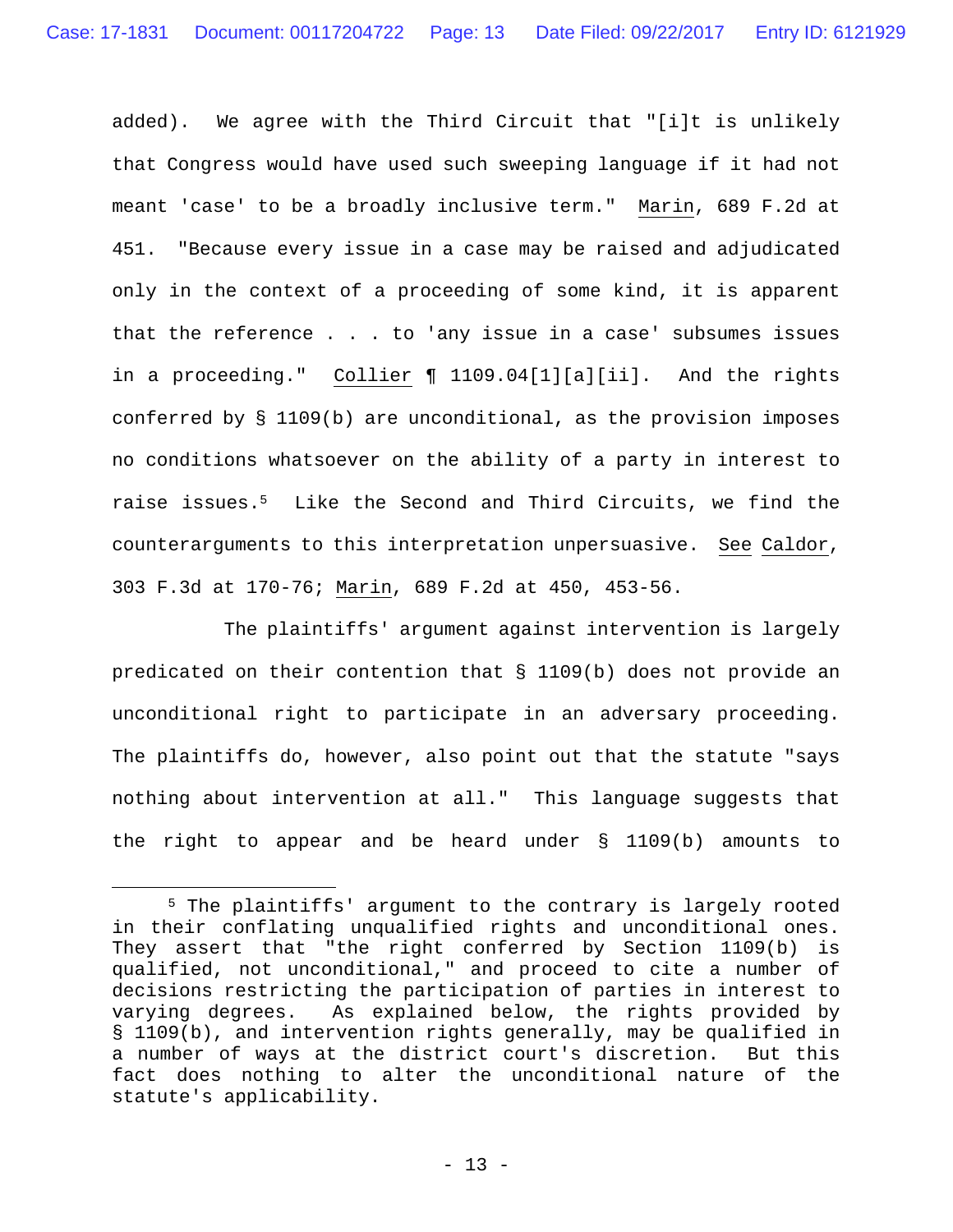added). We agree with the Third Circuit that "[i]t is unlikely that Congress would have used such sweeping language if it had not meant 'case' to be a broadly inclusive term." Marin, 689 F.2d at 451. "Because every issue in a case may be raised and adjudicated only in the context of a proceeding of some kind, it is apparent that the reference . . . to 'any issue in a case' subsumes issues in a proceeding." Collier ¶ 1109.04[1][a][ii]. And the rights conferred by § 1109(b) are unconditional, as the provision imposes no conditions whatsoever on the ability of a party in interest to raise issues.[5] Like the Second and Third Circuits, we find the counterarguments to this interpretation unpersuasive. See Caldor, 303 F.3d at 170-76; Marin, 689 F.2d at 450, 453-56.

The plaintiffs' argument against intervention is largely predicated on their contention that § 1109(b) does not provide an unconditional right to participate in an adversary proceeding. The plaintiffs do, however, also point out that the statute "says nothing about intervention at all." This language suggests that the right to appear and be heard under § 1109(b) amounts to

---

[5] The plaintiffs' argument to the contrary is largely rooted in their conflating unqualified rights and unconditional ones. They assert that "the right conferred by Section 1109(b) is qualified, not unconditional," and proceed to cite a number of decisions restricting the participation of parties in interest to varying degrees. As explained below, the rights provided by § 1109(b), and intervention rights generally, may be qualified in a number of ways at the district court's discretion. But this fact does nothing to alter the unconditional nature of the statute's applicability.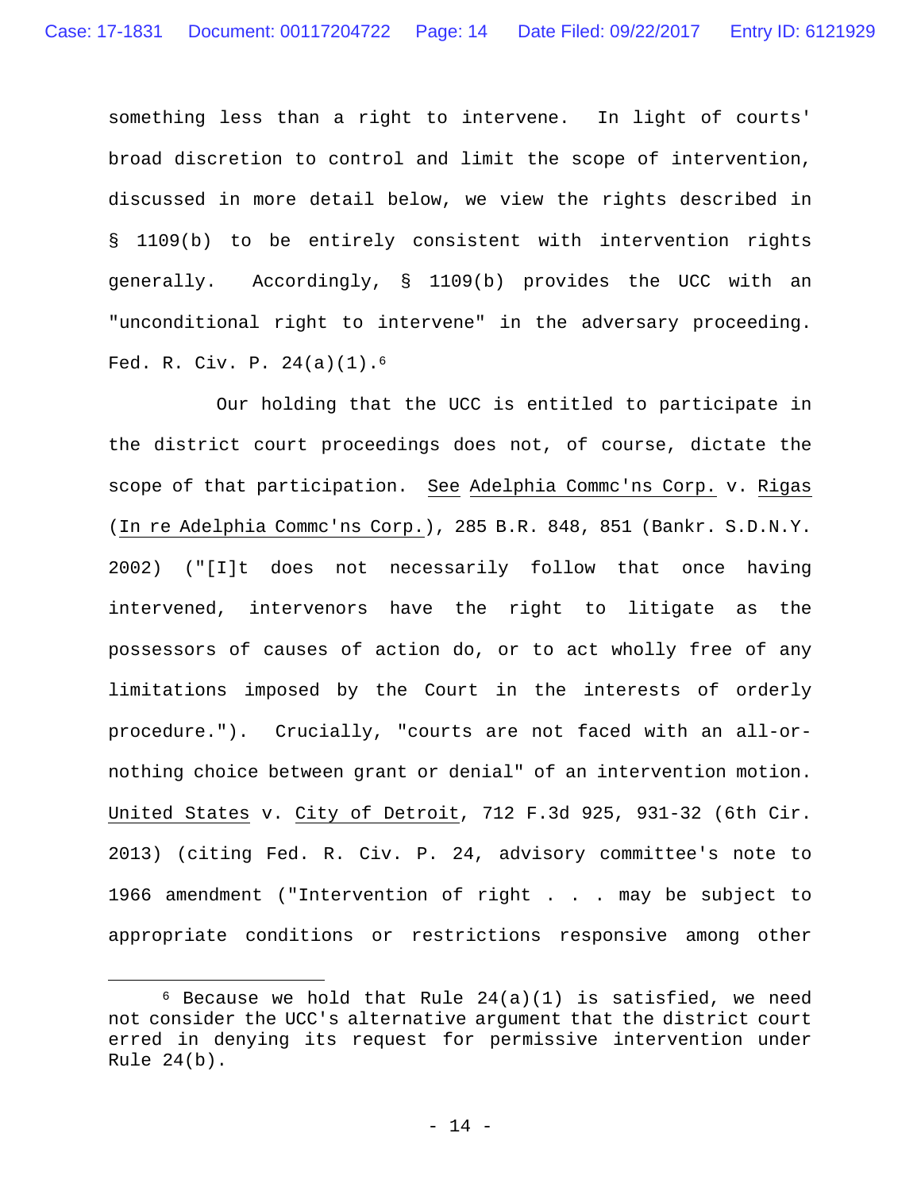something less than a right to intervene. In light of courts' broad discretion to control and limit the scope of intervention, discussed in more detail below, we view the rights described in § 1109(b) to be entirely consistent with intervention rights generally. Accordingly, § 1109(b) provides the UCC with an "unconditional right to intervene" in the adversary proceeding. Fed. R. Civ. P. 24(a)(1).[6]

Our holding that the UCC is entitled to participate in the district court proceedings does not, of course, dictate the scope of that participation. See Adelphia Commc'ns Corp. v. Rigas (In re Adelphia Commc'ns Corp.), 285 B.R. 848, 851 (Bankr. S.D.N.Y. 2002) ("[I]t does not necessarily follow that once having intervened, intervenors have the right to litigate as the possessors of causes of action do, or to act wholly free of any limitations imposed by the Court in the interests of orderly procedure."). Crucially, "courts are not faced with an all-or-nothing choice between grant or denial" of an intervention motion. United States v. City of Detroit, 712 F.3d 925, 931-32 (6th Cir. 2013) (citing Fed. R. Civ. P. 24, advisory committee's note to 1966 amendment ("Intervention of right . . . may be subject to appropriate conditions or restrictions responsive among other

---

[6] Because we hold that Rule 24(a)(1) is satisfied, we need not consider the UCC's alternative argument that the district court erred in denying its request for permissive intervention under Rule 24(b).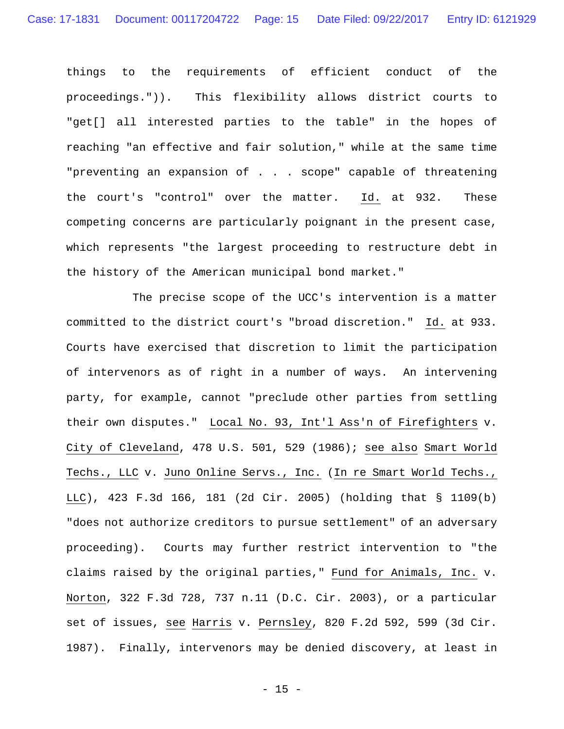things to the requirements of efficient conduct of the proceedings.")). This flexibility allows district courts to "get[] all interested parties to the table" in the hopes of reaching "an effective and fair solution," while at the same time "preventing an expansion of . . . scope" capable of threatening the court's "control" over the matter. Id. at 932. These competing concerns are particularly poignant in the present case, which represents "the largest proceeding to restructure debt in the history of the American municipal bond market."

The precise scope of the UCC's intervention is a matter committed to the district court's "broad discretion." Id. at 933. Courts have exercised that discretion to limit the participation of intervenors as of right in a number of ways. An intervening party, for example, cannot "preclude other parties from settling their own disputes." Local No. 93, Int'l Ass'n of Firefighters v. City of Cleveland, 478 U.S. 501, 529 (1986); see also Smart World Techs., LLC v. Juno Online Servs., Inc. (In re Smart World Techs., LLC), 423 F.3d 166, 181 (2d Cir. 2005) (holding that § 1109(b) "does not authorize creditors to pursue settlement" of an adversary proceeding). Courts may further restrict intervention to "the claims raised by the original parties," Fund for Animals, Inc. v. Norton, 322 F.3d 728, 737 n.11 (D.C. Cir. 2003), or a particular set of issues, see Harris v. Pernsley, 820 F.2d 592, 599 (3d Cir. 1987). Finally, intervenors may be denied discovery, at least in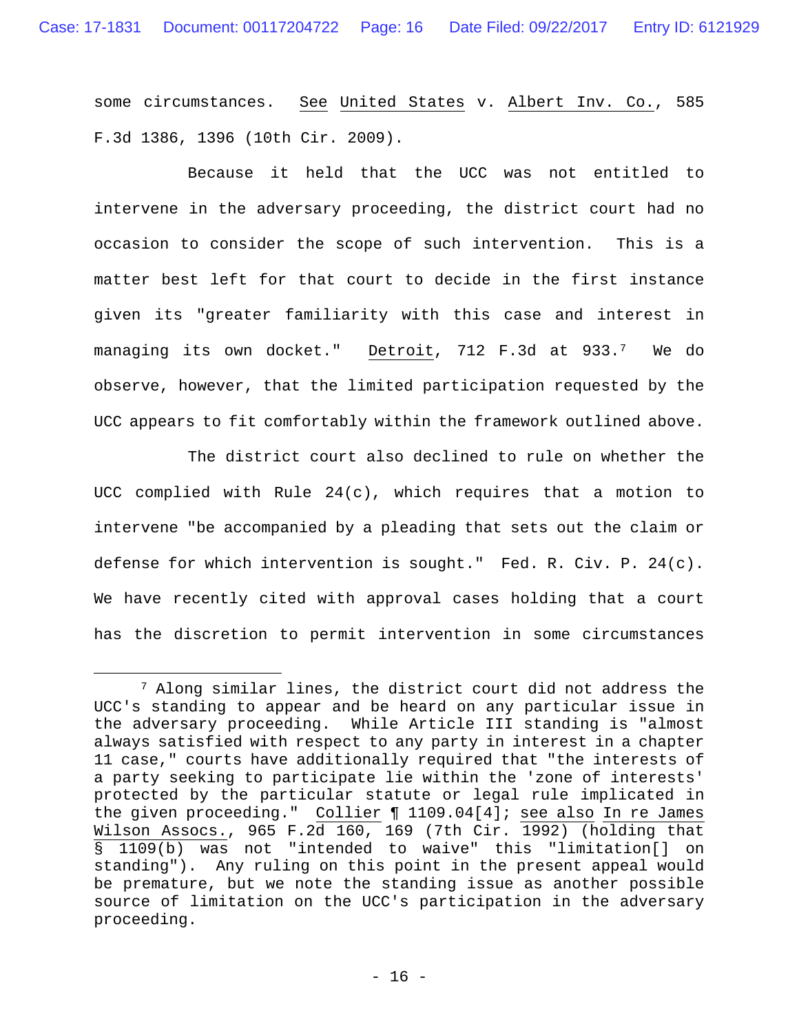some circumstances. _See_ _United States_ v. _Albert Inv. Co._, 585 F.3d 1386, 1396 (10th Cir. 2009).

Because it held that the UCC was not entitled to intervene in the adversary proceeding, the district court had no occasion to consider the scope of such intervention. This is a matter best left for that court to decide in the first instance given its "greater familiarity with this case and interest in managing its own docket." _Detroit_, 712 F.3d at 933.[7] We do observe, however, that the limited participation requested by the UCC appears to fit comfortably within the framework outlined above.

The district court also declined to rule on whether the UCC complied with Rule 24(c), which requires that a motion to intervene "be accompanied by a pleading that sets out the claim or defense for which intervention is sought." Fed. R. Civ. P. 24(c). We have recently cited with approval cases holding that a court has the discretion to permit intervention in some circumstances

---

[7] Along similar lines, the district court did not address the UCC's standing to appear and be heard on any particular issue in the adversary proceeding. While Article III standing is "almost always satisfied with respect to any party in interest in a chapter 11 case," courts have additionally required that "the interests of a party seeking to participate lie within the 'zone of interests' protected by the particular statute or legal rule implicated in the given proceeding." _Collier_ ¶ 1109.04[4]; _see also_ _In re James Wilson Assocs._, 965 F.2d 160, 169 (7th Cir. 1992) (holding that § 1109(b) was not "intended to waive" this "limitation[] on standing"). Any ruling on this point in the present appeal would be premature, but we note the standing issue as another possible source of limitation on the UCC's participation in the adversary proceeding.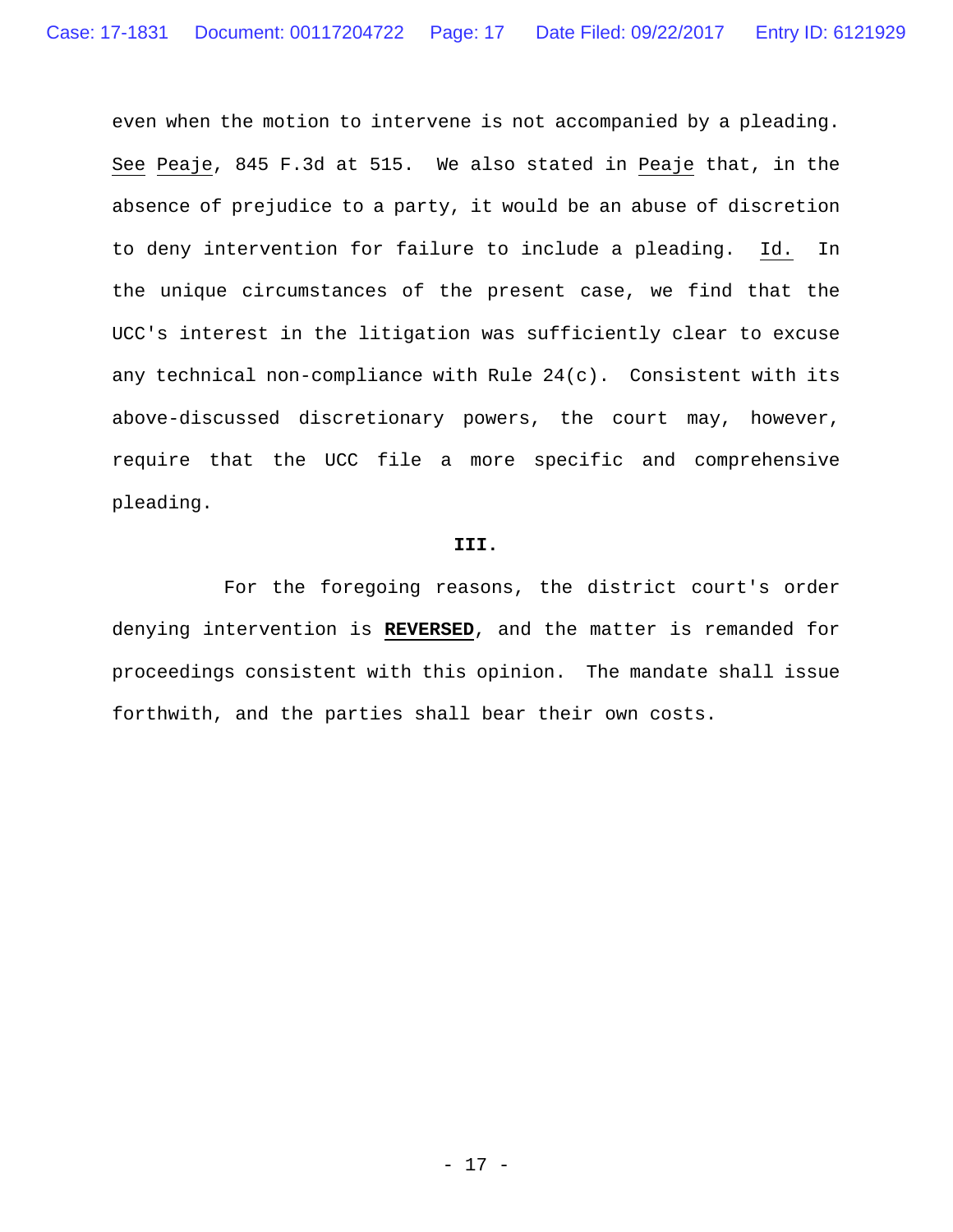even when the motion to intervene is not accompanied by a pleading. See Peaje, 845 F.3d at 515. We also stated in Peaje that, in the absence of prejudice to a party, it would be an abuse of discretion to deny intervention for failure to include a pleading. Id. In the unique circumstances of the present case, we find that the UCC's interest in the litigation was sufficiently clear to excuse any technical non-compliance with Rule 24(c). Consistent with its above-discussed discretionary powers, the court may, however, require that the UCC file a more specific and comprehensive pleading.

**III.**

For the foregoing reasons, the district court's order denying intervention is **REVERSED**, and the matter is remanded for proceedings consistent with this opinion. The mandate shall issue forthwith, and the parties shall bear their own costs.